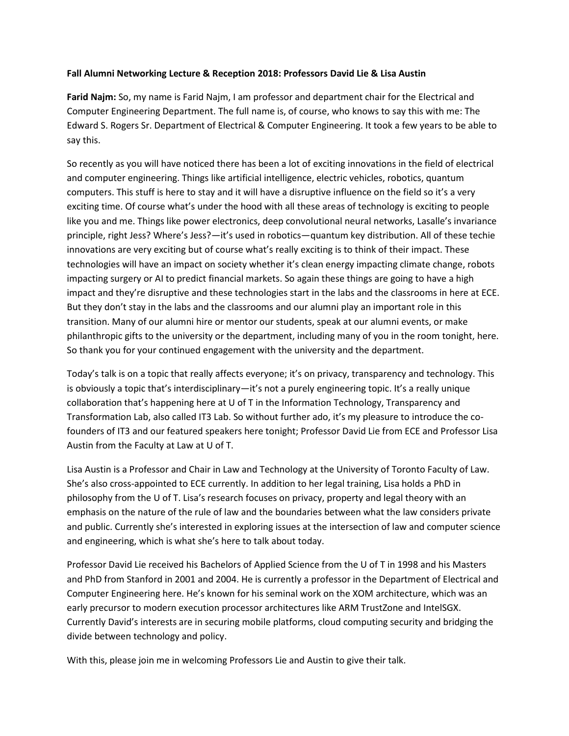**Fall Alumni Networking Lecture & Reception 2018: Professors David Lie & Lisa Austin**

**Farid Najm:** So, my name is Farid Najm, I am professor and department chair for the Electrical and Computer Engineering Department. The full name is, of course, who knows to say this with me: The Edward S. Rogers Sr. Department of Electrical & Computer Engineering. It took a few years to be able to say this.

So recently as you will have noticed there has been a lot of exciting innovations in the field of electrical and computer engineering. Things like artificial intelligence, electric vehicles, robotics, quantum computers. This stuff is here to stay and it will have a disruptive influence on the field so it's a very exciting time. Of course what's under the hood with all these areas of technology is exciting to people like you and me. Things like power electronics, deep convolutional neural networks, Lasalle's invariance principle, right Jess? Where's Jess?—it's used in robotics—quantum key distribution. All of these techie innovations are very exciting but of course what's really exciting is to think of their impact. These technologies will have an impact on society whether it's clean energy impacting climate change, robots impacting surgery or AI to predict financial markets. So again these things are going to have a high impact and they're disruptive and these technologies start in the labs and the classrooms in here at ECE. But they don't stay in the labs and the classrooms and our alumni play an important role in this transition. Many of our alumni hire or mentor our students, speak at our alumni events, or make philanthropic gifts to the university or the department, including many of you in the room tonight, here. So thank you for your continued engagement with the university and the department.

Today's talk is on a topic that really affects everyone; it's on privacy, transparency and technology. This is obviously a topic that's interdisciplinary—it's not a purely engineering topic. It's a really unique collaboration that's happening here at U of T in the Information Technology, Transparency and Transformation Lab, also called IT3 Lab. So without further ado, it's my pleasure to introduce the co-founders of IT3 and our featured speakers here tonight; Professor David Lie from ECE and Professor Lisa Austin from the Faculty at Law at U of T.

Lisa Austin is a Professor and Chair in Law and Technology at the University of Toronto Faculty of Law. She's also cross-appointed to ECE currently. In addition to her legal training, Lisa holds a PhD in philosophy from the U of T. Lisa's research focuses on privacy, property and legal theory with an emphasis on the nature of the rule of law and the boundaries between what the law considers private and public. Currently she's interested in exploring issues at the intersection of law and computer science and engineering, which is what she's here to talk about today.

Professor David Lie received his Bachelors of Applied Science from the U of T in 1998 and his Masters and PhD from Stanford in 2001 and 2004. He is currently a professor in the Department of Electrical and Computer Engineering here. He's known for his seminal work on the XOM architecture, which was an early precursor to modern execution processor architectures like ARM TrustZone and IntelSGX. Currently David's interests are in securing mobile platforms, cloud computing security and bridging the divide between technology and policy.

With this, please join me in welcoming Professors Lie and Austin to give their talk.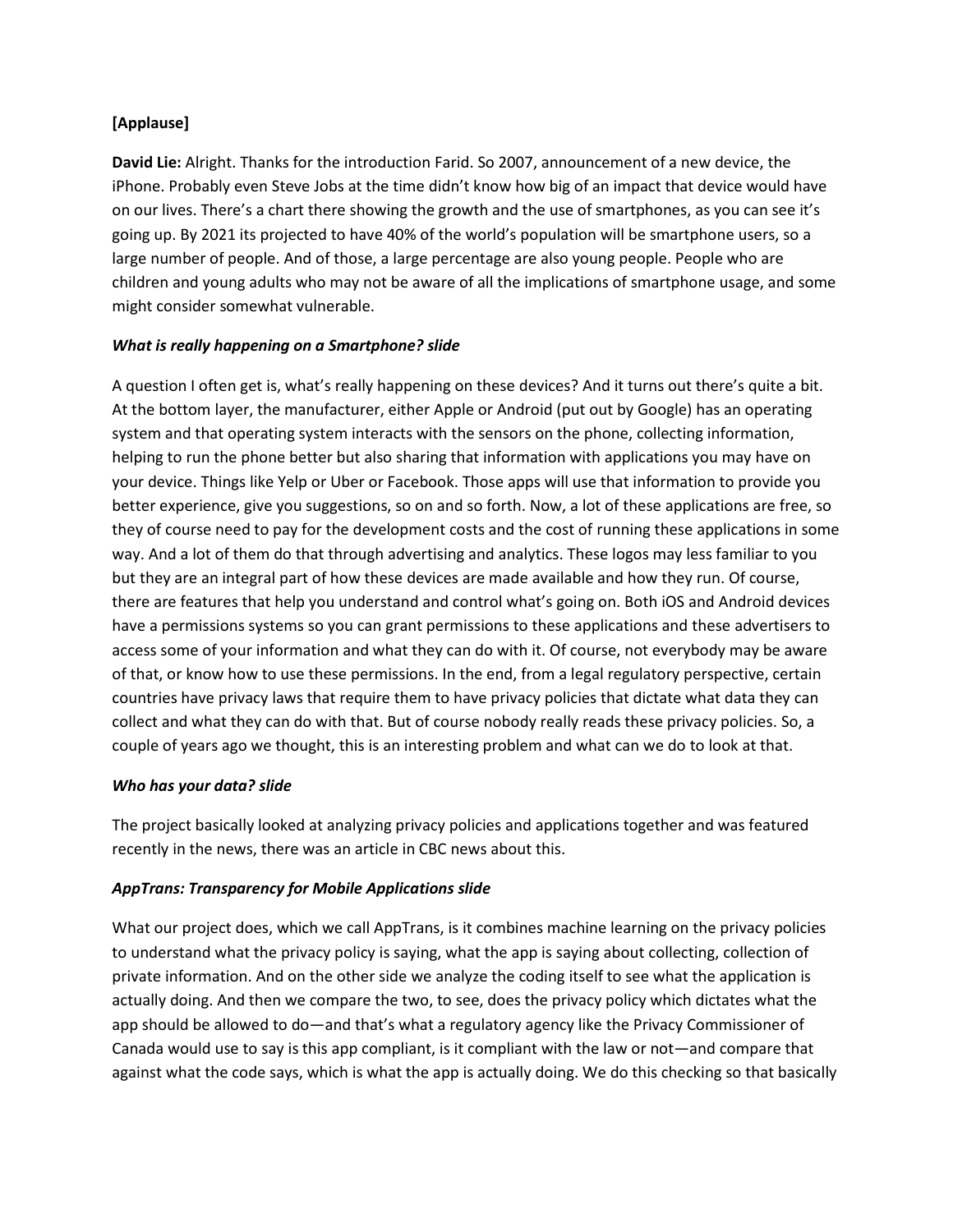**[Applause]**

**David Lie:** Alright. Thanks for the introduction Farid. So 2007, announcement of a new device, the iPhone. Probably even Steve Jobs at the time didn't know how big of an impact that device would have on our lives. There's a chart there showing the growth and the use of smartphones, as you can see it's going up. By 2021 its projected to have 40% of the world's population will be smartphone users, so a large number of people. And of those, a large percentage are also young people. People who are children and young adults who may not be aware of all the implications of smartphone usage, and some might consider somewhat vulnerable.

***What is really happening on a Smartphone? slide***

A question I often get is, what's really happening on these devices? And it turns out there's quite a bit. At the bottom layer, the manufacturer, either Apple or Android (put out by Google) has an operating system and that operating system interacts with the sensors on the phone, collecting information, helping to run the phone better but also sharing that information with applications you may have on your device. Things like Yelp or Uber or Facebook. Those apps will use that information to provide you better experience, give you suggestions, so on and so forth. Now, a lot of these applications are free, so they of course need to pay for the development costs and the cost of running these applications in some way. And a lot of them do that through advertising and analytics. These logos may less familiar to you but they are an integral part of how these devices are made available and how they run. Of course, there are features that help you understand and control what's going on. Both iOS and Android devices have a permissions systems so you can grant permissions to these applications and these advertisers to access some of your information and what they can do with it. Of course, not everybody may be aware of that, or know how to use these permissions. In the end, from a legal regulatory perspective, certain countries have privacy laws that require them to have privacy policies that dictate what data they can collect and what they can do with that. But of course nobody really reads these privacy policies. So, a couple of years ago we thought, this is an interesting problem and what can we do to look at that.

***Who has your data? slide***

The project basically looked at analyzing privacy policies and applications together and was featured recently in the news, there was an article in CBC news about this.

***AppTrans: Transparency for Mobile Applications slide***

What our project does, which we call AppTrans, is it combines machine learning on the privacy policies to understand what the privacy policy is saying, what the app is saying about collecting, collection of private information. And on the other side we analyze the coding itself to see what the application is actually doing. And then we compare the two, to see, does the privacy policy which dictates what the app should be allowed to do—and that's what a regulatory agency like the Privacy Commissioner of Canada would use to say is this app compliant, is it compliant with the law or not—and compare that against what the code says, which is what the app is actually doing. We do this checking so that basically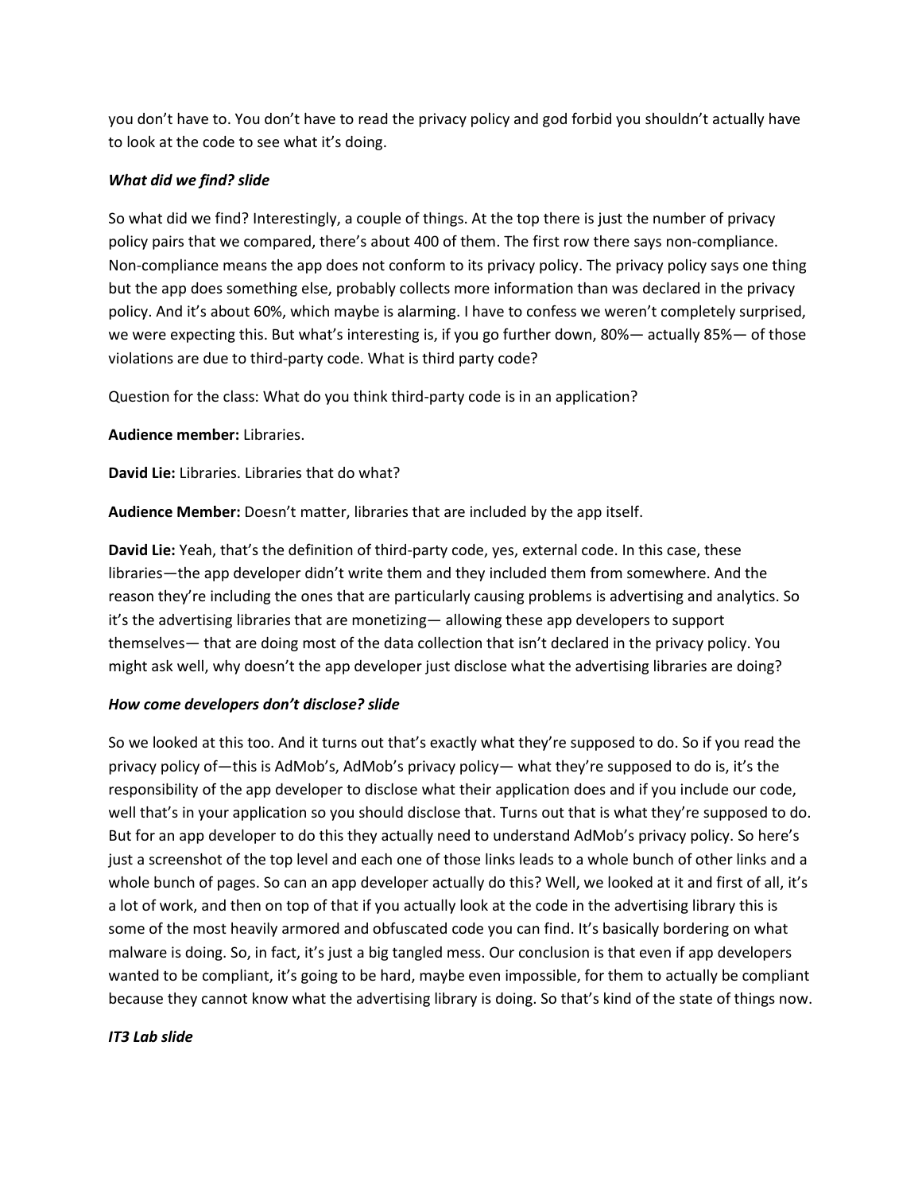you don't have to. You don't have to read the privacy policy and god forbid you shouldn't actually have to look at the code to see what it's doing.

***What did we find? slide***

So what did we find? Interestingly, a couple of things. At the top there is just the number of privacy policy pairs that we compared, there's about 400 of them. The first row there says non-compliance. Non-compliance means the app does not conform to its privacy policy. The privacy policy says one thing but the app does something else, probably collects more information than was declared in the privacy policy. And it's about 60%, which maybe is alarming. I have to confess we weren't completely surprised, we were expecting this. But what's interesting is, if you go further down, 80%— actually 85%— of those violations are due to third-party code. What is third party code?

Question for the class: What do you think third-party code is in an application?

**Audience member:** Libraries.

**David Lie:** Libraries. Libraries that do what?

**Audience Member:** Doesn't matter, libraries that are included by the app itself.

**David Lie:** Yeah, that's the definition of third-party code, yes, external code. In this case, these libraries—the app developer didn't write them and they included them from somewhere. And the reason they're including the ones that are particularly causing problems is advertising and analytics. So it's the advertising libraries that are monetizing— allowing these app developers to support themselves— that are doing most of the data collection that isn't declared in the privacy policy. You might ask well, why doesn't the app developer just disclose what the advertising libraries are doing?

***How come developers don't disclose? slide***

So we looked at this too. And it turns out that's exactly what they're supposed to do. So if you read the privacy policy of—this is AdMob's, AdMob's privacy policy— what they're supposed to do is, it's the responsibility of the app developer to disclose what their application does and if you include our code, well that's in your application so you should disclose that. Turns out that is what they're supposed to do. But for an app developer to do this they actually need to understand AdMob's privacy policy. So here's just a screenshot of the top level and each one of those links leads to a whole bunch of other links and a whole bunch of pages. So can an app developer actually do this? Well, we looked at it and first of all, it's a lot of work, and then on top of that if you actually look at the code in the advertising library this is some of the most heavily armored and obfuscated code you can find. It's basically bordering on what malware is doing. So, in fact, it's just a big tangled mess. Our conclusion is that even if app developers wanted to be compliant, it's going to be hard, maybe even impossible, for them to actually be compliant because they cannot know what the advertising library is doing. So that's kind of the state of things now.

***IT3 Lab slide***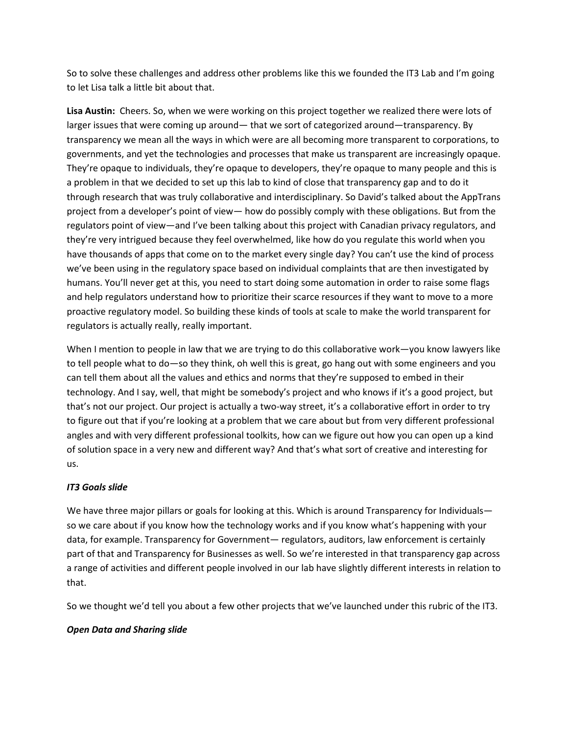So to solve these challenges and address other problems like this we founded the IT3 Lab and I'm going to let Lisa talk a little bit about that.

**Lisa Austin:** Cheers. So, when we were working on this project together we realized there were lots of larger issues that were coming up around— that we sort of categorized around—transparency. By transparency we mean all the ways in which were are all becoming more transparent to corporations, to governments, and yet the technologies and processes that make us transparent are increasingly opaque. They're opaque to individuals, they're opaque to developers, they're opaque to many people and this is a problem in that we decided to set up this lab to kind of close that transparency gap and to do it through research that was truly collaborative and interdisciplinary. So David's talked about the AppTrans project from a developer's point of view— how do possibly comply with these obligations. But from the regulators point of view—and I've been talking about this project with Canadian privacy regulators, and they're very intrigued because they feel overwhelmed, like how do you regulate this world when you have thousands of apps that come on to the market every single day? You can't use the kind of process we've been using in the regulatory space based on individual complaints that are then investigated by humans. You'll never get at this, you need to start doing some automation in order to raise some flags and help regulators understand how to prioritize their scarce resources if they want to move to a more proactive regulatory model. So building these kinds of tools at scale to make the world transparent for regulators is actually really, really important.

When I mention to people in law that we are trying to do this collaborative work—you know lawyers like to tell people what to do—so they think, oh well this is great, go hang out with some engineers and you can tell them about all the values and ethics and norms that they're supposed to embed in their technology. And I say, well, that might be somebody's project and who knows if it's a good project, but that's not our project. Our project is actually a two-way street, it's a collaborative effort in order to try to figure out that if you're looking at a problem that we care about but from very different professional angles and with very different professional toolkits, how can we figure out how you can open up a kind of solution space in a very new and different way? And that's what sort of creative and interesting for us.

***IT3 Goals slide***

We have three major pillars or goals for looking at this. Which is around Transparency for Individuals—so we care about if you know how the technology works and if you know what's happening with your data, for example. Transparency for Government— regulators, auditors, law enforcement is certainly part of that and Transparency for Businesses as well. So we're interested in that transparency gap across a range of activities and different people involved in our lab have slightly different interests in relation to that.

So we thought we'd tell you about a few other projects that we've launched under this rubric of the IT3.

***Open Data and Sharing slide***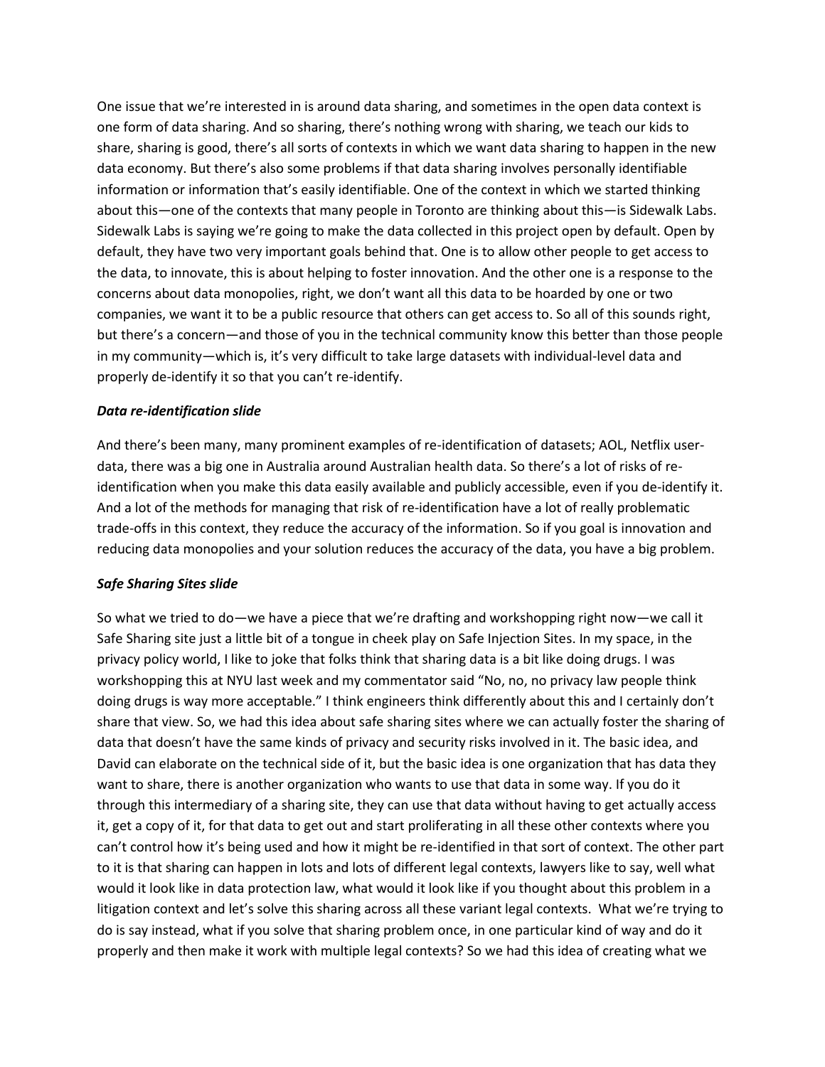One issue that we're interested in is around data sharing, and sometimes in the open data context is one form of data sharing. And so sharing, there's nothing wrong with sharing, we teach our kids to share, sharing is good, there's all sorts of contexts in which we want data sharing to happen in the new data economy. But there's also some problems if that data sharing involves personally identifiable information or information that's easily identifiable. One of the context in which we started thinking about this—one of the contexts that many people in Toronto are thinking about this—is Sidewalk Labs. Sidewalk Labs is saying we're going to make the data collected in this project open by default. Open by default, they have two very important goals behind that. One is to allow other people to get access to the data, to innovate, this is about helping to foster innovation. And the other one is a response to the concerns about data monopolies, right, we don't want all this data to be hoarded by one or two companies, we want it to be a public resource that others can get access to. So all of this sounds right, but there's a concern—and those of you in the technical community know this better than those people in my community—which is, it's very difficult to take large datasets with individual-level data and properly de-identify it so that you can't re-identify.

***Data re-identification slide***

And there's been many, many prominent examples of re-identification of datasets; AOL, Netflix user-data, there was a big one in Australia around Australian health data. So there's a lot of risks of re-identification when you make this data easily available and publicly accessible, even if you de-identify it. And a lot of the methods for managing that risk of re-identification have a lot of really problematic trade-offs in this context, they reduce the accuracy of the information. So if you goal is innovation and reducing data monopolies and your solution reduces the accuracy of the data, you have a big problem.

***Safe Sharing Sites slide***

So what we tried to do—we have a piece that we're drafting and workshopping right now—we call it Safe Sharing site just a little bit of a tongue in cheek play on Safe Injection Sites. In my space, in the privacy policy world, I like to joke that folks think that sharing data is a bit like doing drugs. I was workshopping this at NYU last week and my commentator said "No, no, no privacy law people think doing drugs is way more acceptable." I think engineers think differently about this and I certainly don't share that view. So, we had this idea about safe sharing sites where we can actually foster the sharing of data that doesn't have the same kinds of privacy and security risks involved in it. The basic idea, and David can elaborate on the technical side of it, but the basic idea is one organization that has data they want to share, there is another organization who wants to use that data in some way. If you do it through this intermediary of a sharing site, they can use that data without having to get actually access it, get a copy of it, for that data to get out and start proliferating in all these other contexts where you can't control how it's being used and how it might be re-identified in that sort of context. The other part to it is that sharing can happen in lots and lots of different legal contexts, lawyers like to say, well what would it look like in data protection law, what would it look like if you thought about this problem in a litigation context and let's solve this sharing across all these variant legal contexts. What we're trying to do is say instead, what if you solve that sharing problem once, in one particular kind of way and do it properly and then make it work with multiple legal contexts? So we had this idea of creating what we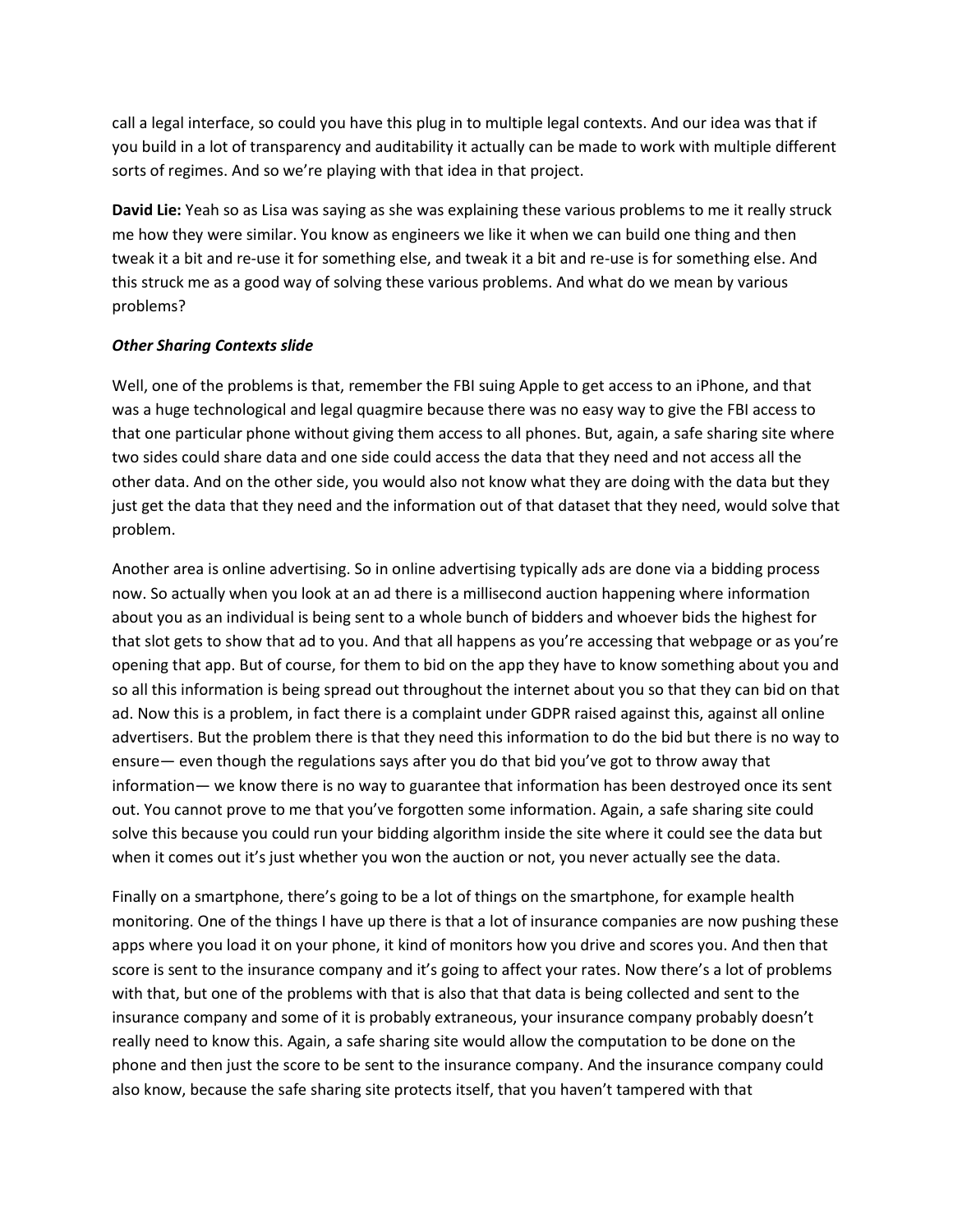call a legal interface, so could you have this plug in to multiple legal contexts. And our idea was that if you build in a lot of transparency and auditability it actually can be made to work with multiple different sorts of regimes. And so we're playing with that idea in that project.

**David Lie:** Yeah so as Lisa was saying as she was explaining these various problems to me it really struck me how they were similar. You know as engineers we like it when we can build one thing and then tweak it a bit and re-use it for something else, and tweak it a bit and re-use is for something else. And this struck me as a good way of solving these various problems. And what do we mean by various problems?

***Other Sharing Contexts slide***

Well, one of the problems is that, remember the FBI suing Apple to get access to an iPhone, and that was a huge technological and legal quagmire because there was no easy way to give the FBI access to that one particular phone without giving them access to all phones. But, again, a safe sharing site where two sides could share data and one side could access the data that they need and not access all the other data. And on the other side, you would also not know what they are doing with the data but they just get the data that they need and the information out of that dataset that they need, would solve that problem.

Another area is online advertising. So in online advertising typically ads are done via a bidding process now. So actually when you look at an ad there is a millisecond auction happening where information about you as an individual is being sent to a whole bunch of bidders and whoever bids the highest for that slot gets to show that ad to you. And that all happens as you're accessing that webpage or as you're opening that app. But of course, for them to bid on the app they have to know something about you and so all this information is being spread out throughout the internet about you so that they can bid on that ad. Now this is a problem, in fact there is a complaint under GDPR raised against this, against all online advertisers. But the problem there is that they need this information to do the bid but there is no way to ensure— even though the regulations says after you do that bid you've got to throw away that information— we know there is no way to guarantee that information has been destroyed once its sent out. You cannot prove to me that you've forgotten some information. Again, a safe sharing site could solve this because you could run your bidding algorithm inside the site where it could see the data but when it comes out it's just whether you won the auction or not, you never actually see the data.

Finally on a smartphone, there's going to be a lot of things on the smartphone, for example health monitoring. One of the things I have up there is that a lot of insurance companies are now pushing these apps where you load it on your phone, it kind of monitors how you drive and scores you. And then that score is sent to the insurance company and it's going to affect your rates. Now there's a lot of problems with that, but one of the problems with that is also that that data is being collected and sent to the insurance company and some of it is probably extraneous, your insurance company probably doesn't really need to know this. Again, a safe sharing site would allow the computation to be done on the phone and then just the score to be sent to the insurance company. And the insurance company could also know, because the safe sharing site protects itself, that you haven't tampered with that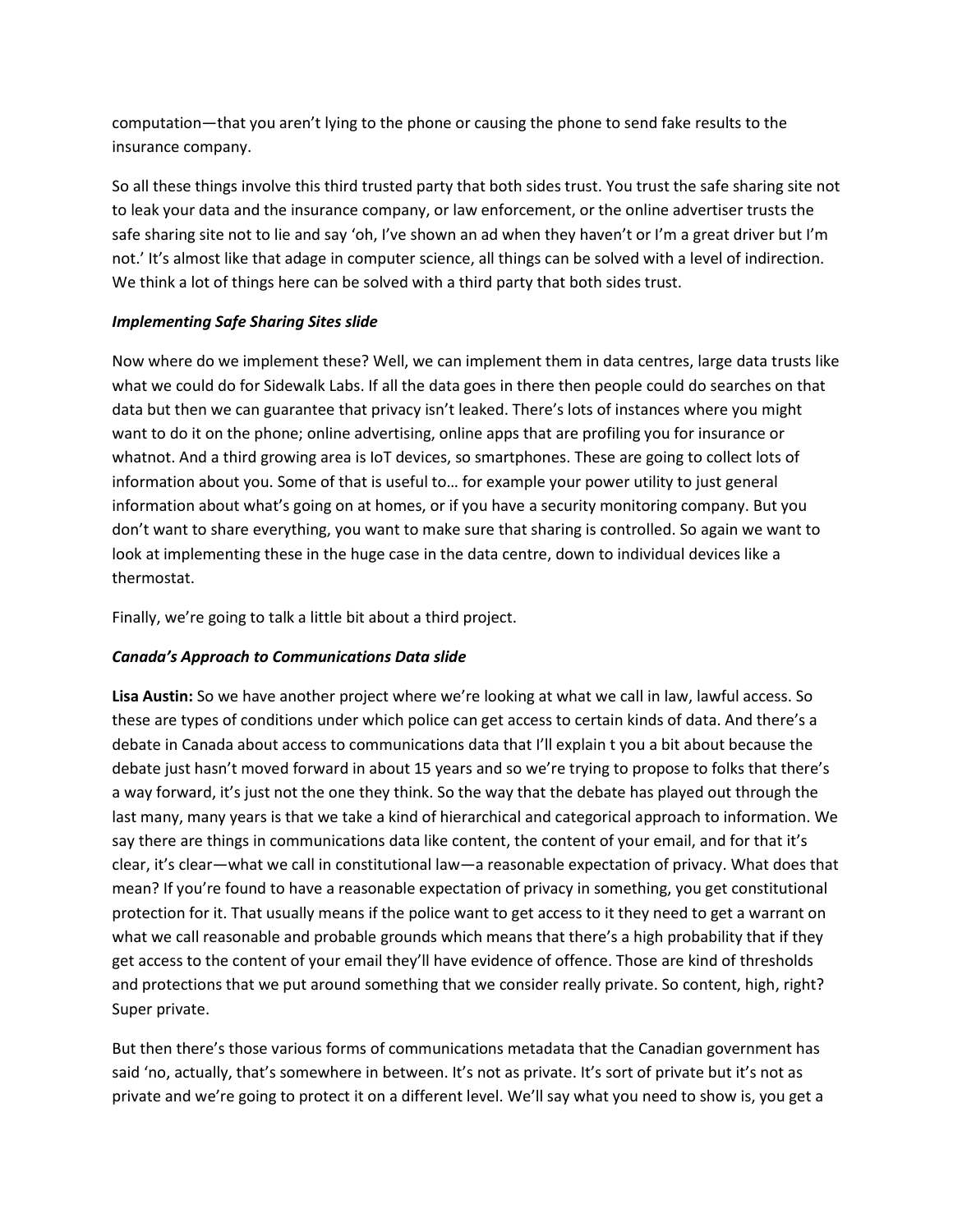computation—that you aren't lying to the phone or causing the phone to send fake results to the insurance company.

So all these things involve this third trusted party that both sides trust. You trust the safe sharing site not to leak your data and the insurance company, or law enforcement, or the online advertiser trusts the safe sharing site not to lie and say 'oh, I've shown an ad when they haven't or I'm a great driver but I'm not.' It's almost like that adage in computer science, all things can be solved with a level of indirection. We think a lot of things here can be solved with a third party that both sides trust.

***Implementing Safe Sharing Sites slide***

Now where do we implement these? Well, we can implement them in data centres, large data trusts like what we could do for Sidewalk Labs. If all the data goes in there then people could do searches on that data but then we can guarantee that privacy isn't leaked. There's lots of instances where you might want to do it on the phone; online advertising, online apps that are profiling you for insurance or whatnot. And a third growing area is IoT devices, so smartphones. These are going to collect lots of information about you. Some of that is useful to… for example your power utility to just general information about what's going on at homes, or if you have a security monitoring company. But you don't want to share everything, you want to make sure that sharing is controlled. So again we want to look at implementing these in the huge case in the data centre, down to individual devices like a thermostat.

Finally, we're going to talk a little bit about a third project.

***Canada's Approach to Communications Data slide***

**Lisa Austin:** So we have another project where we're looking at what we call in law, lawful access. So these are types of conditions under which police can get access to certain kinds of data. And there's a debate in Canada about access to communications data that I'll explain t you a bit about because the debate just hasn't moved forward in about 15 years and so we're trying to propose to folks that there's a way forward, it's just not the one they think. So the way that the debate has played out through the last many, many years is that we take a kind of hierarchical and categorical approach to information. We say there are things in communications data like content, the content of your email, and for that it's clear, it's clear—what we call in constitutional law—a reasonable expectation of privacy. What does that mean? If you're found to have a reasonable expectation of privacy in something, you get constitutional protection for it. That usually means if the police want to get access to it they need to get a warrant on what we call reasonable and probable grounds which means that there's a high probability that if they get access to the content of your email they'll have evidence of offence. Those are kind of thresholds and protections that we put around something that we consider really private. So content, high, right? Super private.

But then there's those various forms of communications metadata that the Canadian government has said 'no, actually, that's somewhere in between. It's not as private. It's sort of private but it's not as private and we're going to protect it on a different level. We'll say what you need to show is, you get a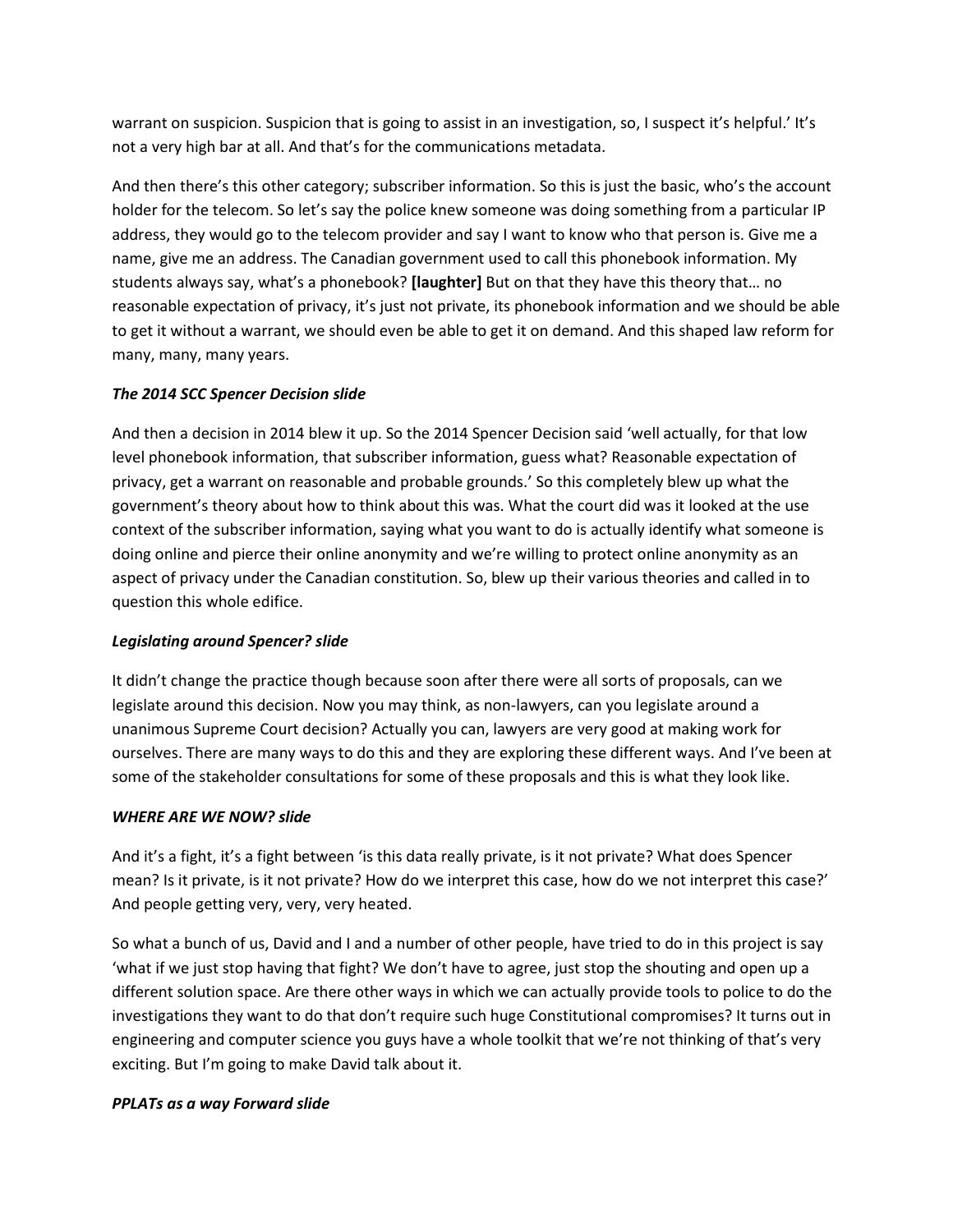warrant on suspicion. Suspicion that is going to assist in an investigation, so, I suspect it's helpful.' It's not a very high bar at all. And that's for the communications metadata.

And then there's this other category; subscriber information. So this is just the basic, who's the account holder for the telecom. So let's say the police knew someone was doing something from a particular IP address, they would go to the telecom provider and say I want to know who that person is. Give me a name, give me an address. The Canadian government used to call this phonebook information. My students always say, what's a phonebook? **[laughter]** But on that they have this theory that… no reasonable expectation of privacy, it's just not private, its phonebook information and we should be able to get it without a warrant, we should even be able to get it on demand. And this shaped law reform for many, many, many years.

***The 2014 SCC Spencer Decision slide***

And then a decision in 2014 blew it up. So the 2014 Spencer Decision said 'well actually, for that low level phonebook information, that subscriber information, guess what? Reasonable expectation of privacy, get a warrant on reasonable and probable grounds.' So this completely blew up what the government's theory about how to think about this was. What the court did was it looked at the use context of the subscriber information, saying what you want to do is actually identify what someone is doing online and pierce their online anonymity and we're willing to protect online anonymity as an aspect of privacy under the Canadian constitution. So, blew up their various theories and called in to question this whole edifice.

***Legislating around Spencer? slide***

It didn't change the practice though because soon after there were all sorts of proposals, can we legislate around this decision. Now you may think, as non-lawyers, can you legislate around a unanimous Supreme Court decision? Actually you can, lawyers are very good at making work for ourselves. There are many ways to do this and they are exploring these different ways. And I've been at some of the stakeholder consultations for some of these proposals and this is what they look like.

***WHERE ARE WE NOW? slide***

And it's a fight, it's a fight between 'is this data really private, is it not private? What does Spencer mean? Is it private, is it not private? How do we interpret this case, how do we not interpret this case?' And people getting very, very, very heated.

So what a bunch of us, David and I and a number of other people, have tried to do in this project is say 'what if we just stop having that fight? We don't have to agree, just stop the shouting and open up a different solution space. Are there other ways in which we can actually provide tools to police to do the investigations they want to do that don't require such huge Constitutional compromises? It turns out in engineering and computer science you guys have a whole toolkit that we're not thinking of that's very exciting. But I'm going to make David talk about it.

***PPLATs as a way Forward slide***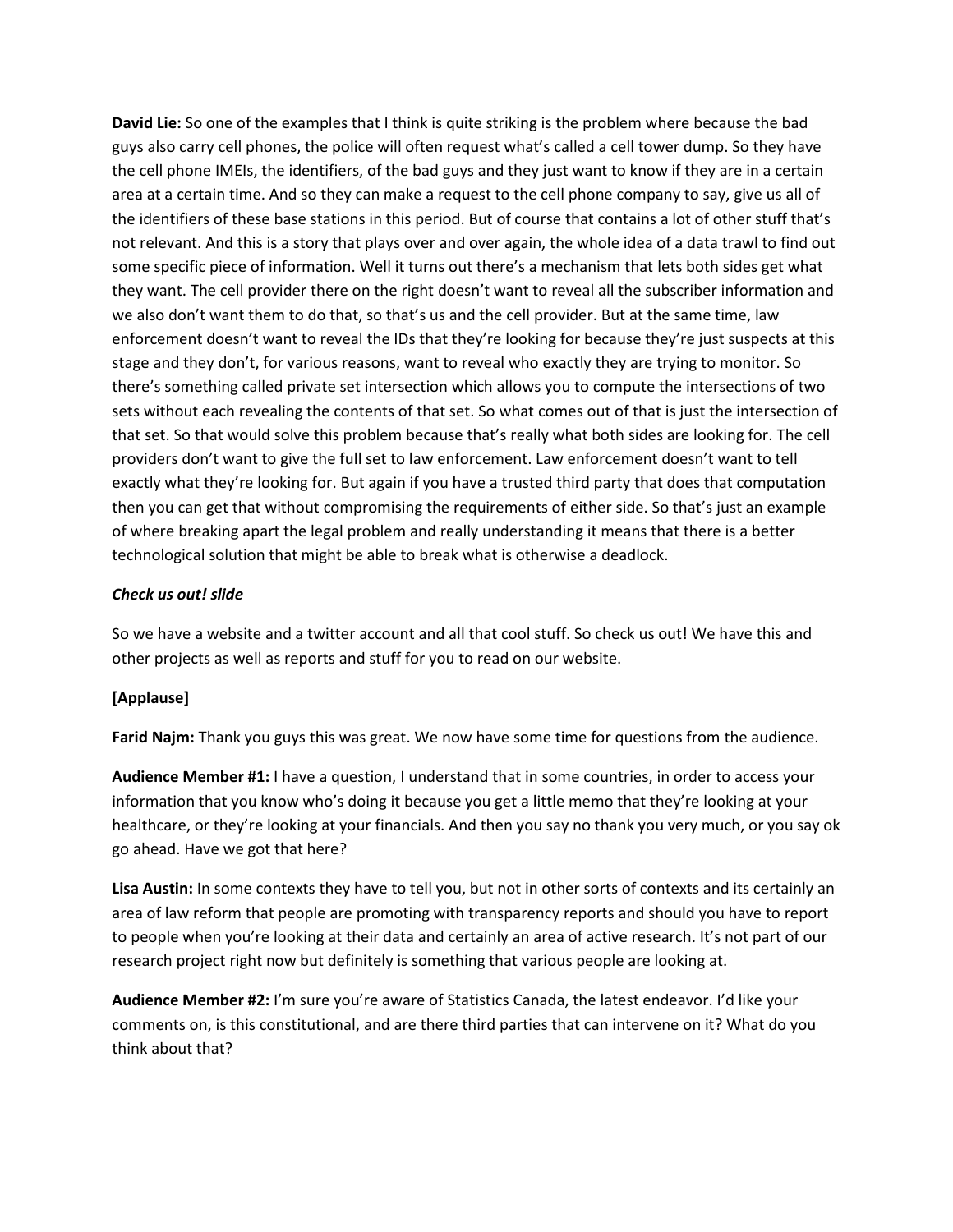**David Lie:** So one of the examples that I think is quite striking is the problem where because the bad guys also carry cell phones, the police will often request what's called a cell tower dump. So they have the cell phone IMEIs, the identifiers, of the bad guys and they just want to know if they are in a certain area at a certain time. And so they can make a request to the cell phone company to say, give us all of the identifiers of these base stations in this period. But of course that contains a lot of other stuff that's not relevant. And this is a story that plays over and over again, the whole idea of a data trawl to find out some specific piece of information. Well it turns out there's a mechanism that lets both sides get what they want. The cell provider there on the right doesn't want to reveal all the subscriber information and we also don't want them to do that, so that's us and the cell provider. But at the same time, law enforcement doesn't want to reveal the IDs that they're looking for because they're just suspects at this stage and they don't, for various reasons, want to reveal who exactly they are trying to monitor. So there's something called private set intersection which allows you to compute the intersections of two sets without each revealing the contents of that set. So what comes out of that is just the intersection of that set. So that would solve this problem because that's really what both sides are looking for. The cell providers don't want to give the full set to law enforcement. Law enforcement doesn't want to tell exactly what they're looking for. But again if you have a trusted third party that does that computation then you can get that without compromising the requirements of either side. So that's just an example of where breaking apart the legal problem and really understanding it means that there is a better technological solution that might be able to break what is otherwise a deadlock.

***Check us out! slide***

So we have a website and a twitter account and all that cool stuff. So check us out! We have this and other projects as well as reports and stuff for you to read on our website.

**[Applause]**

**Farid Najm:** Thank you guys this was great. We now have some time for questions from the audience.

**Audience Member #1:** I have a question, I understand that in some countries, in order to access your information that you know who's doing it because you get a little memo that they're looking at your healthcare, or they're looking at your financials. And then you say no thank you very much, or you say ok go ahead. Have we got that here?

**Lisa Austin:** In some contexts they have to tell you, but not in other sorts of contexts and its certainly an area of law reform that people are promoting with transparency reports and should you have to report to people when you're looking at their data and certainly an area of active research. It's not part of our research project right now but definitely is something that various people are looking at.

**Audience Member #2:** I'm sure you're aware of Statistics Canada, the latest endeavor. I'd like your comments on, is this constitutional, and are there third parties that can intervene on it? What do you think about that?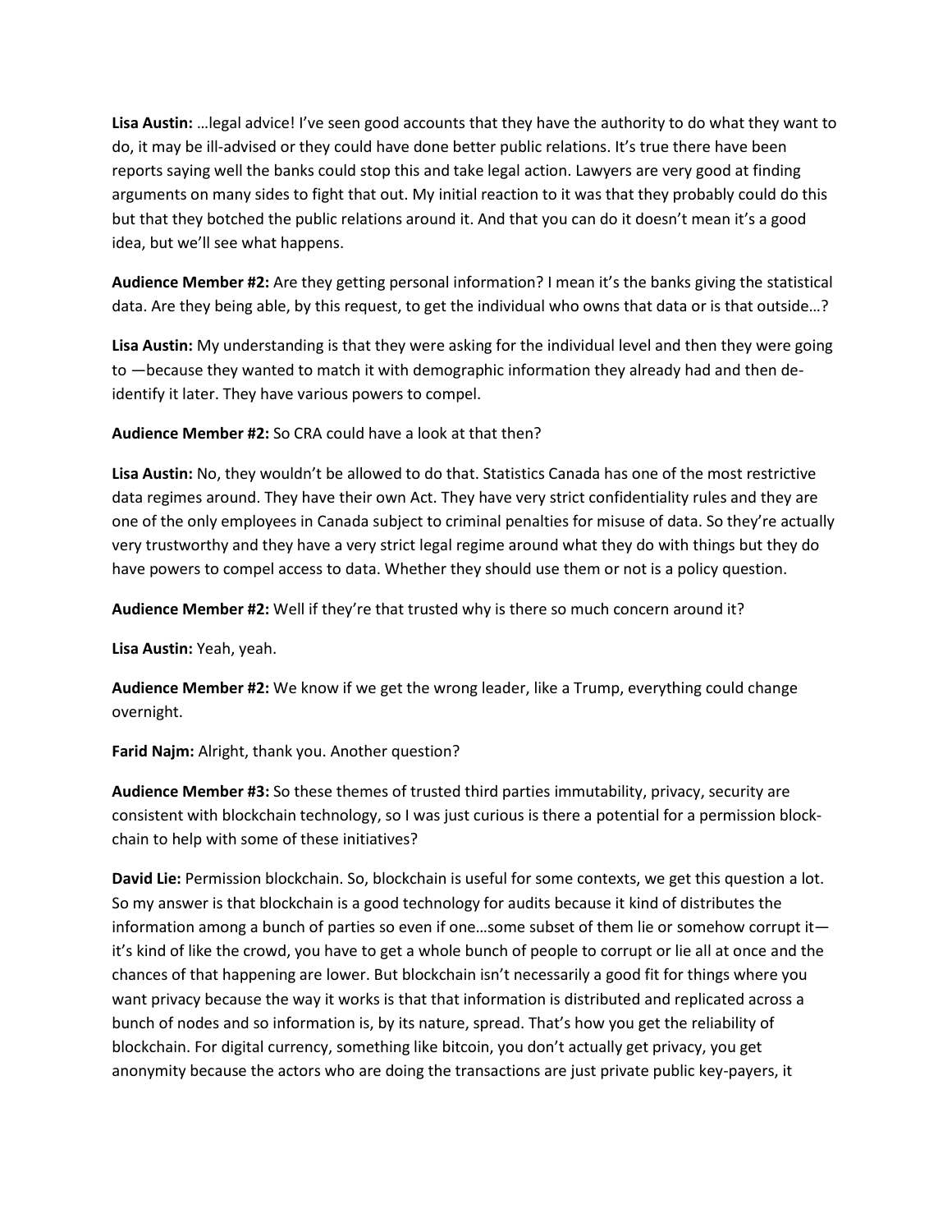**Lisa Austin:** …legal advice! I've seen good accounts that they have the authority to do what they want to do, it may be ill-advised or they could have done better public relations. It's true there have been reports saying well the banks could stop this and take legal action. Lawyers are very good at finding arguments on many sides to fight that out. My initial reaction to it was that they probably could do this but that they botched the public relations around it. And that you can do it doesn't mean it's a good idea, but we'll see what happens.

**Audience Member #2:** Are they getting personal information? I mean it's the banks giving the statistical data. Are they being able, by this request, to get the individual who owns that data or is that outside…?

**Lisa Austin:** My understanding is that they were asking for the individual level and then they were going to —because they wanted to match it with demographic information they already had and then de-identify it later. They have various powers to compel.

**Audience Member #2:** So CRA could have a look at that then?

**Lisa Austin:** No, they wouldn't be allowed to do that. Statistics Canada has one of the most restrictive data regimes around. They have their own Act. They have very strict confidentiality rules and they are one of the only employees in Canada subject to criminal penalties for misuse of data. So they're actually very trustworthy and they have a very strict legal regime around what they do with things but they do have powers to compel access to data. Whether they should use them or not is a policy question.

**Audience Member #2:** Well if they're that trusted why is there so much concern around it?

**Lisa Austin:** Yeah, yeah.

**Audience Member #2:** We know if we get the wrong leader, like a Trump, everything could change overnight.

**Farid Najm:** Alright, thank you. Another question?

**Audience Member #3:** So these themes of trusted third parties immutability, privacy, security are consistent with blockchain technology, so I was just curious is there a potential for a permission block-chain to help with some of these initiatives?

**David Lie:** Permission blockchain. So, blockchain is useful for some contexts, we get this question a lot. So my answer is that blockchain is a good technology for audits because it kind of distributes the information among a bunch of parties so even if one…some subset of them lie or somehow corrupt it—it's kind of like the crowd, you have to get a whole bunch of people to corrupt or lie all at once and the chances of that happening are lower. But blockchain isn't necessarily a good fit for things where you want privacy because the way it works is that that information is distributed and replicated across a bunch of nodes and so information is, by its nature, spread. That's how you get the reliability of blockchain. For digital currency, something like bitcoin, you don't actually get privacy, you get anonymity because the actors who are doing the transactions are just private public key-payers, it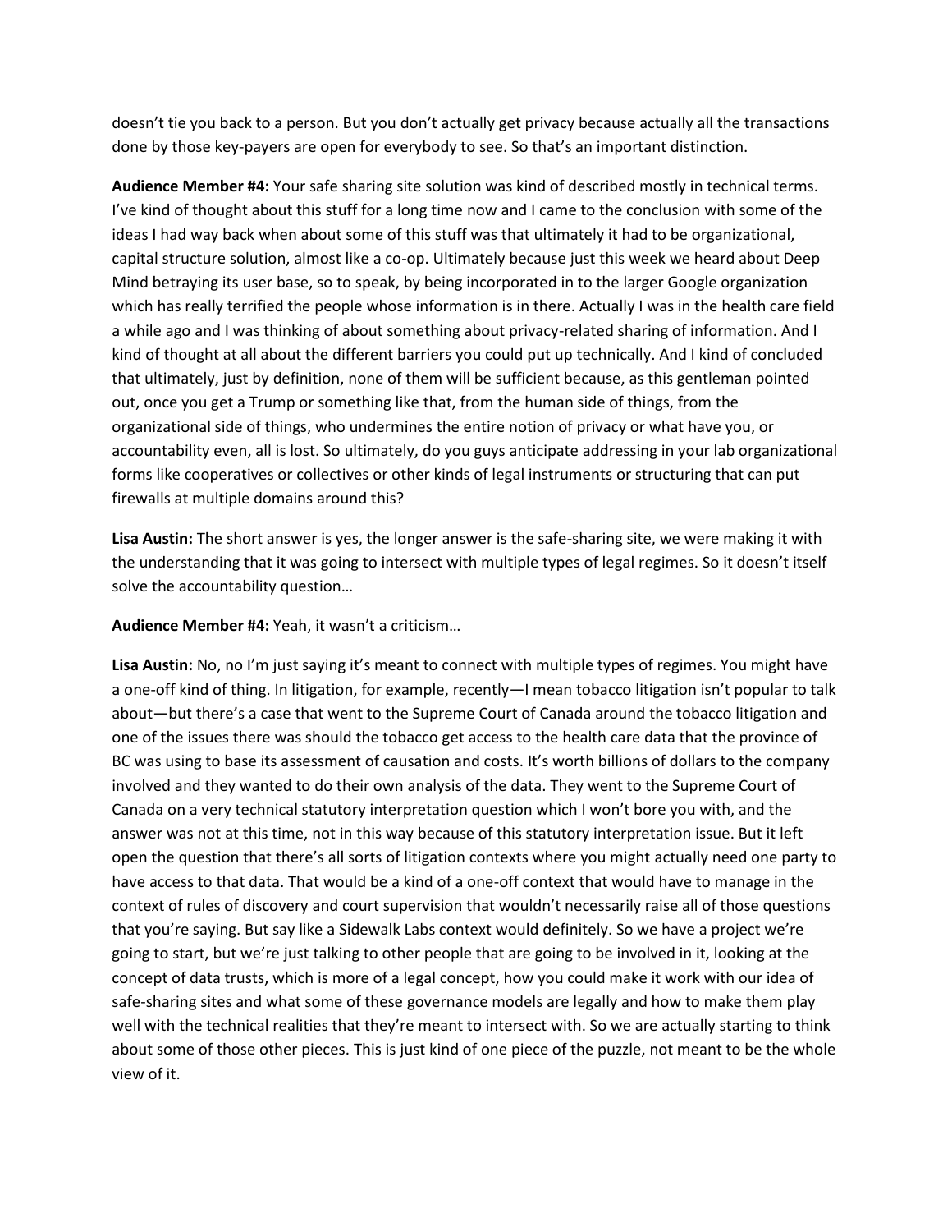doesn't tie you back to a person. But you don't actually get privacy because actually all the transactions done by those key-payers are open for everybody to see. So that's an important distinction.

**Audience Member #4:** Your safe sharing site solution was kind of described mostly in technical terms. I've kind of thought about this stuff for a long time now and I came to the conclusion with some of the ideas I had way back when about some of this stuff was that ultimately it had to be organizational, capital structure solution, almost like a co-op. Ultimately because just this week we heard about Deep Mind betraying its user base, so to speak, by being incorporated in to the larger Google organization which has really terrified the people whose information is in there. Actually I was in the health care field a while ago and I was thinking of about something about privacy-related sharing of information. And I kind of thought at all about the different barriers you could put up technically. And I kind of concluded that ultimately, just by definition, none of them will be sufficient because, as this gentleman pointed out, once you get a Trump or something like that, from the human side of things, from the organizational side of things, who undermines the entire notion of privacy or what have you, or accountability even, all is lost. So ultimately, do you guys anticipate addressing in your lab organizational forms like cooperatives or collectives or other kinds of legal instruments or structuring that can put firewalls at multiple domains around this?

**Lisa Austin:** The short answer is yes, the longer answer is the safe-sharing site, we were making it with the understanding that it was going to intersect with multiple types of legal regimes. So it doesn't itself solve the accountability question…

**Audience Member #4:** Yeah, it wasn't a criticism…

**Lisa Austin:** No, no I'm just saying it's meant to connect with multiple types of regimes. You might have a one-off kind of thing. In litigation, for example, recently—I mean tobacco litigation isn't popular to talk about—but there's a case that went to the Supreme Court of Canada around the tobacco litigation and one of the issues there was should the tobacco get access to the health care data that the province of BC was using to base its assessment of causation and costs. It's worth billions of dollars to the company involved and they wanted to do their own analysis of the data. They went to the Supreme Court of Canada on a very technical statutory interpretation question which I won't bore you with, and the answer was not at this time, not in this way because of this statutory interpretation issue. But it left open the question that there's all sorts of litigation contexts where you might actually need one party to have access to that data. That would be a kind of a one-off context that would have to manage in the context of rules of discovery and court supervision that wouldn't necessarily raise all of those questions that you're saying. But say like a Sidewalk Labs context would definitely. So we have a project we're going to start, but we're just talking to other people that are going to be involved in it, looking at the concept of data trusts, which is more of a legal concept, how you could make it work with our idea of safe-sharing sites and what some of these governance models are legally and how to make them play well with the technical realities that they're meant to intersect with. So we are actually starting to think about some of those other pieces. This is just kind of one piece of the puzzle, not meant to be the whole view of it.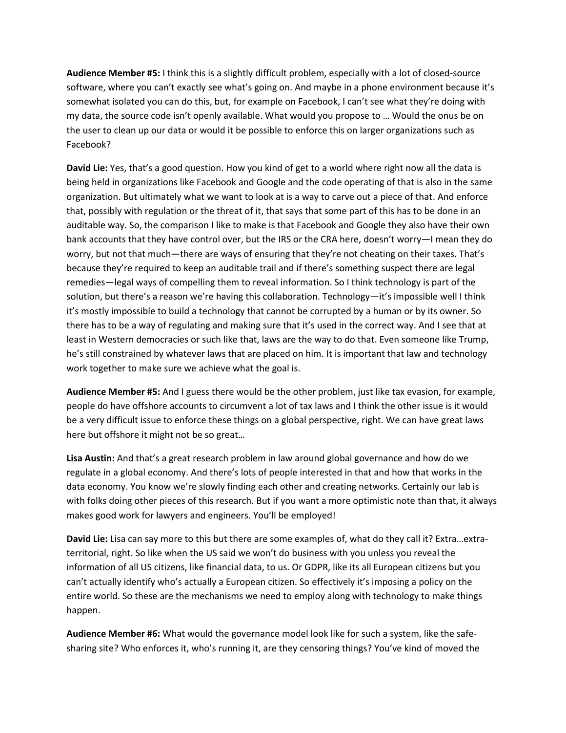**Audience Member #5:** I think this is a slightly difficult problem, especially with a lot of closed-source software, where you can't exactly see what's going on. And maybe in a phone environment because it's somewhat isolated you can do this, but, for example on Facebook, I can't see what they're doing with my data, the source code isn't openly available. What would you propose to … Would the onus be on the user to clean up our data or would it be possible to enforce this on larger organizations such as Facebook?

**David Lie:** Yes, that's a good question. How you kind of get to a world where right now all the data is being held in organizations like Facebook and Google and the code operating of that is also in the same organization. But ultimately what we want to look at is a way to carve out a piece of that. And enforce that, possibly with regulation or the threat of it, that says that some part of this has to be done in an auditable way. So, the comparison I like to make is that Facebook and Google they also have their own bank accounts that they have control over, but the IRS or the CRA here, doesn't worry—I mean they do worry, but not that much—there are ways of ensuring that they're not cheating on their taxes. That's because they're required to keep an auditable trail and if there's something suspect there are legal remedies—legal ways of compelling them to reveal information. So I think technology is part of the solution, but there's a reason we're having this collaboration. Technology—it's impossible well I think it's mostly impossible to build a technology that cannot be corrupted by a human or by its owner. So there has to be a way of regulating and making sure that it's used in the correct way. And I see that at least in Western democracies or such like that, laws are the way to do that. Even someone like Trump, he's still constrained by whatever laws that are placed on him. It is important that law and technology work together to make sure we achieve what the goal is.

**Audience Member #5:** And I guess there would be the other problem, just like tax evasion, for example, people do have offshore accounts to circumvent a lot of tax laws and I think the other issue is it would be a very difficult issue to enforce these things on a global perspective, right. We can have great laws here but offshore it might not be so great…

**Lisa Austin:** And that's a great research problem in law around global governance and how do we regulate in a global economy. And there's lots of people interested in that and how that works in the data economy. You know we're slowly finding each other and creating networks. Certainly our lab is with folks doing other pieces of this research. But if you want a more optimistic note than that, it always makes good work for lawyers and engineers. You'll be employed!

**David Lie:** Lisa can say more to this but there are some examples of, what do they call it? Extra…extra-territorial, right. So like when the US said we won't do business with you unless you reveal the information of all US citizens, like financial data, to us. Or GDPR, like its all European citizens but you can't actually identify who's actually a European citizen. So effectively it's imposing a policy on the entire world. So these are the mechanisms we need to employ along with technology to make things happen.

**Audience Member #6:** What would the governance model look like for such a system, like the safe-sharing site? Who enforces it, who's running it, are they censoring things? You've kind of moved the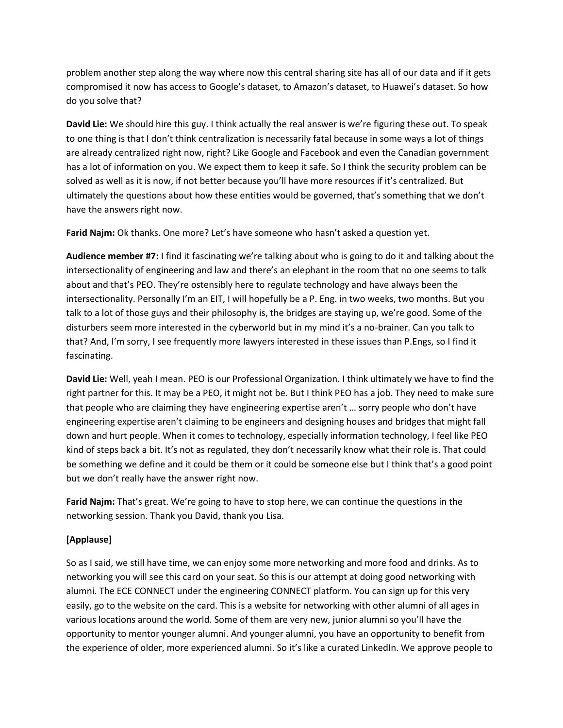problem another step along the way where now this central sharing site has all of our data and if it gets compromised it now has access to Google's dataset, to Amazon's dataset, to Huawei's dataset. So how do you solve that?

**David Lie:** We should hire this guy. I think actually the real answer is we're figuring these out. To speak to one thing is that I don't think centralization is necessarily fatal because in some ways a lot of things are already centralized right now, right? Like Google and Facebook and even the Canadian government has a lot of information on you. We expect them to keep it safe. So I think the security problem can be solved as well as it is now, if not better because you'll have more resources if it's centralized. But ultimately the questions about how these entities would be governed, that's something that we don't have the answers right now.

**Farid Najm:** Ok thanks. One more? Let's have someone who hasn't asked a question yet.

**Audience member #7:** I find it fascinating we're talking about who is going to do it and talking about the intersectionality of engineering and law and there's an elephant in the room that no one seems to talk about and that's PEO. They're ostensibly here to regulate technology and have always been the intersectionality. Personally I'm an EIT, I will hopefully be a P. Eng. in two weeks, two months. But you talk to a lot of those guys and their philosophy is, the bridges are staying up, we're good. Some of the disturbers seem more interested in the cyberworld but in my mind it's a no-brainer. Can you talk to that? And, I'm sorry, I see frequently more lawyers interested in these issues than P.Engs, so I find it fascinating.

**David Lie:** Well, yeah I mean. PEO is our Professional Organization. I think ultimately we have to find the right partner for this. It may be a PEO, it might not be. But I think PEO has a job. They need to make sure that people who are claiming they have engineering expertise aren't … sorry people who don't have engineering expertise aren't claiming to be engineers and designing houses and bridges that might fall down and hurt people. When it comes to technology, especially information technology, I feel like PEO kind of steps back a bit. It's not as regulated, they don't necessarily know what their role is. That could be something we define and it could be them or it could be someone else but I think that's a good point but we don't really have the answer right now.

**Farid Najm:** That's great. We're going to have to stop here, we can continue the questions in the networking session. Thank you David, thank you Lisa.

**[Applause]**

So as I said, we still have time, we can enjoy some more networking and more food and drinks. As to networking you will see this card on your seat. So this is our attempt at doing good networking with alumni. The ECE CONNECT under the engineering CONNECT platform. You can sign up for this very easily, go to the website on the card. This is a website for networking with other alumni of all ages in various locations around the world. Some of them are very new, junior alumni so you'll have the opportunity to mentor younger alumni. And younger alumni, you have an opportunity to benefit from the experience of older, more experienced alumni. So it's like a curated LinkedIn. We approve people to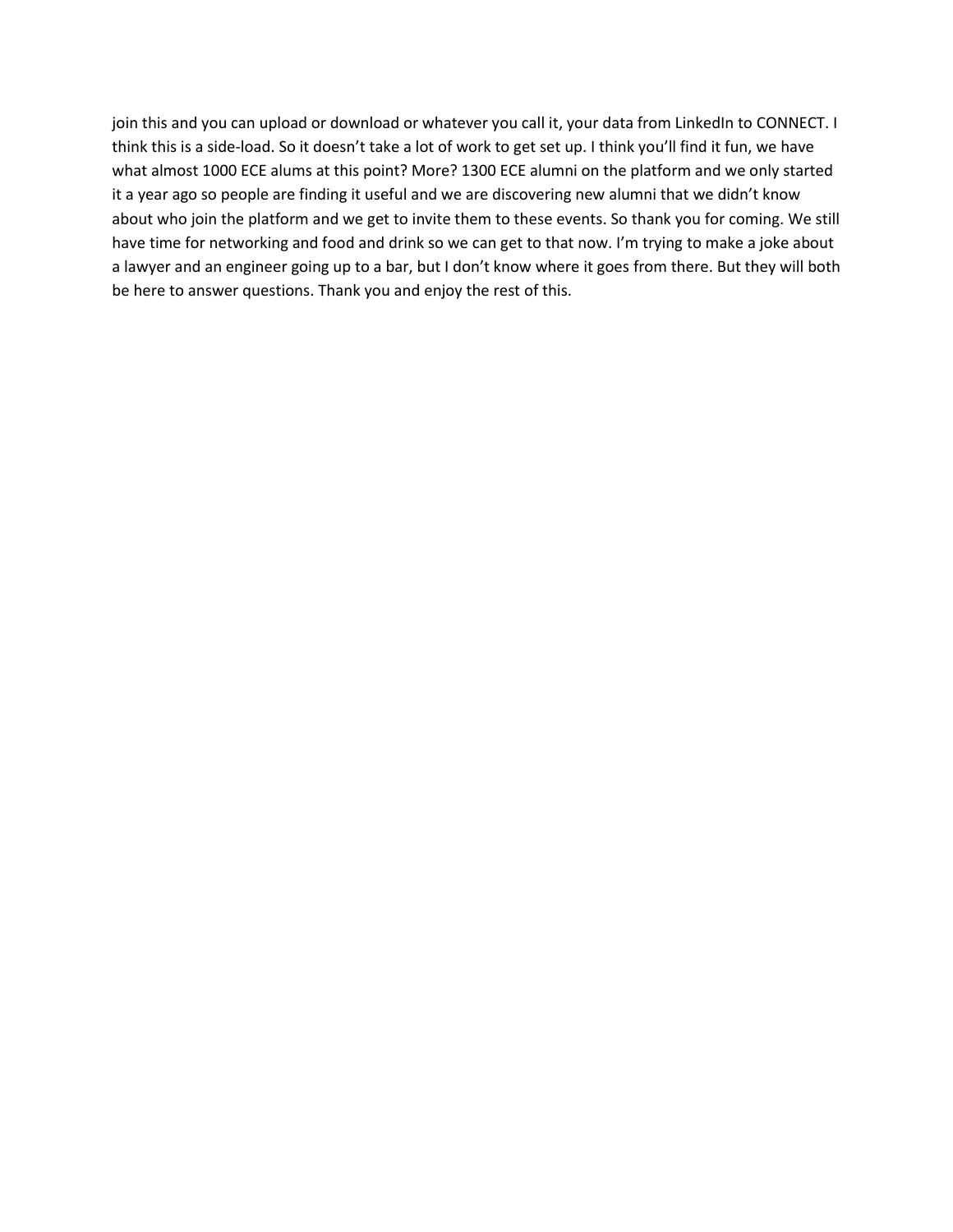join this and you can upload or download or whatever you call it, your data from LinkedIn to CONNECT. I think this is a side-load. So it doesn't take a lot of work to get set up. I think you'll find it fun, we have what almost 1000 ECE alums at this point? More? 1300 ECE alumni on the platform and we only started it a year ago so people are finding it useful and we are discovering new alumni that we didn't know about who join the platform and we get to invite them to these events. So thank you for coming. We still have time for networking and food and drink so we can get to that now. I'm trying to make a joke about a lawyer and an engineer going up to a bar, but I don't know where it goes from there. But they will both be here to answer questions. Thank you and enjoy the rest of this.